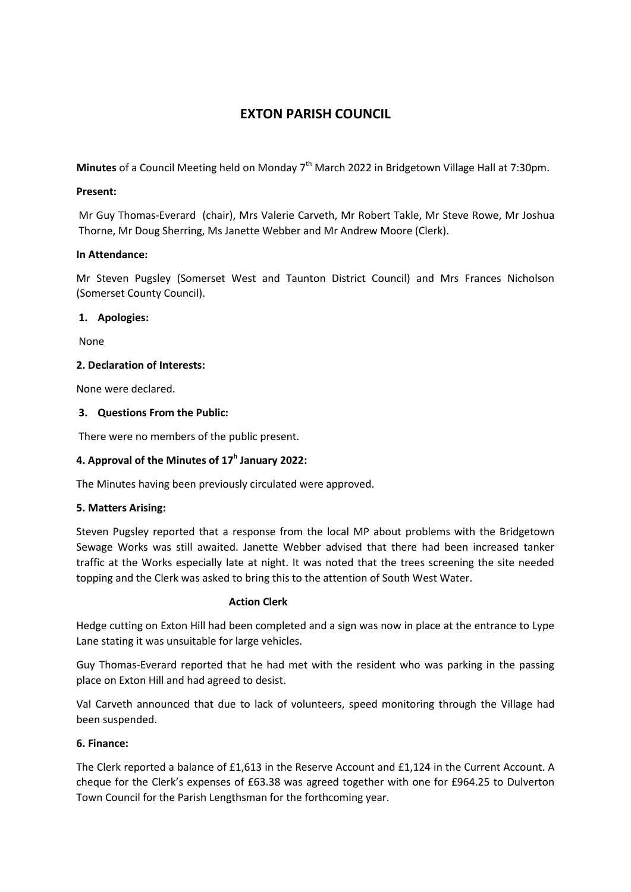# EXTON PARISH COUNCIL

**Minutes** of a Council Meeting held on Monday 7th March 2022 in Bridgetown Village Hall at 7:30pm.

**Present:**

Mr Guy Thomas-Everard (chair), Mrs Valerie Carveth, Mr Robert Takle, Mr Steve Rowe, Mr Joshua Thorne, Mr Doug Sherring, Ms Janette Webber and Mr Andrew Moore (Clerk).

**In Attendance:**

Mr Steven Pugsley (Somerset West and Taunton District Council) and Mrs Frances Nicholson (Somerset County Council).

**1. Apologies:**

None

**2. Declaration of Interests:**

None were declared.

**3. Questions From the Public:**

There were no members of the public present.

**4. Approval of the Minutes of 17h January 2022:**

The Minutes having been previously circulated were approved.

**5. Matters Arising:**

Steven Pugsley reported that a response from the local MP about problems with the Bridgetown Sewage Works was still awaited. Janette Webber advised that there had been increased tanker traffic at the Works especially late at night. It was noted that the trees screening the site needed topping and the Clerk was asked to bring this to the attention of South West Water.

**Action Clerk**

Hedge cutting on Exton Hill had been completed and a sign was now in place at the entrance to Lype Lane stating it was unsuitable for large vehicles.

Guy Thomas-Everard reported that he had met with the resident who was parking in the passing place on Exton Hill and had agreed to desist.

Val Carveth announced that due to lack of volunteers, speed monitoring through the Village had been suspended.

**6. Finance:**

The Clerk reported a balance of £1,613 in the Reserve Account and £1,124 in the Current Account. A cheque for the Clerk's expenses of £63.38 was agreed together with one for £964.25 to Dulverton Town Council for the Parish Lengthsman for the forthcoming year.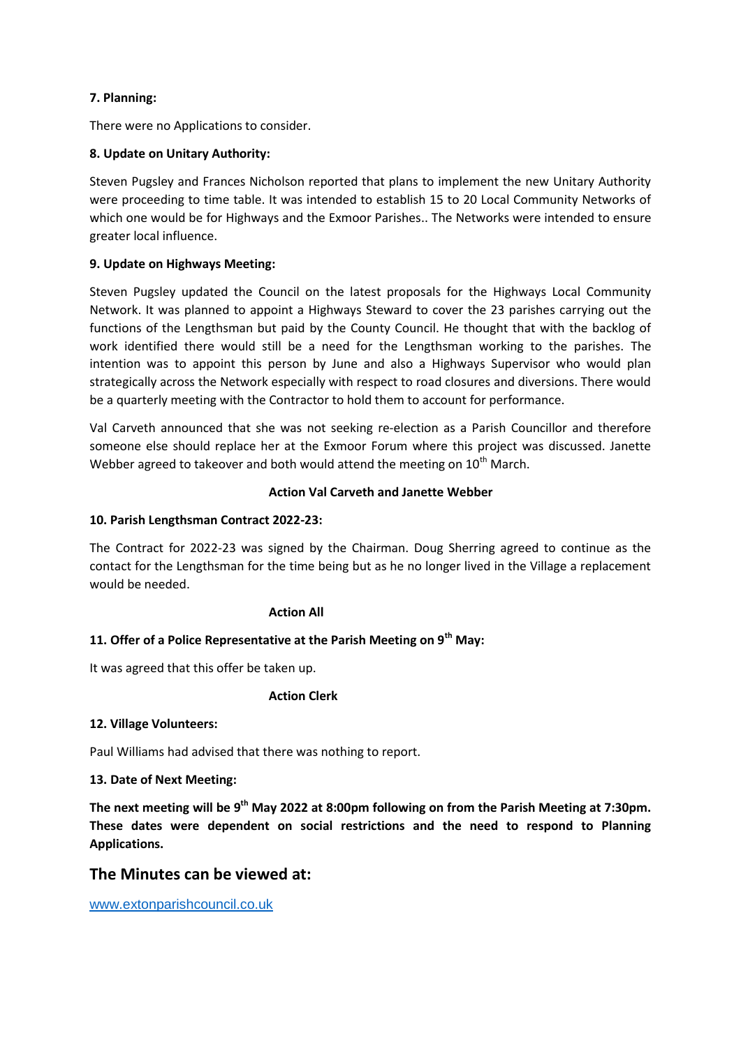**7. Planning:**

There were no Applications to consider.

**8. Update on Unitary Authority:**

Steven Pugsley and Frances Nicholson reported that plans to implement the new Unitary Authority were proceeding to time table. It was intended to establish 15 to 20 Local Community Networks of which one would be for Highways and the Exmoor Parishes.. The Networks were intended to ensure greater local influence.

**9. Update on Highways Meeting:**

Steven Pugsley updated the Council on the latest proposals for the Highways Local Community Network. It was planned to appoint a Highways Steward to cover the 23 parishes carrying out the functions of the Lengthsman but paid by the County Council. He thought that with the backlog of work identified there would still be a need for the Lengthsman working to the parishes. The intention was to appoint this person by June and also a Highways Supervisor who would plan strategically across the Network especially with respect to road closures and diversions. There would be a quarterly meeting with the Contractor to hold them to account for performance.

Val Carveth announced that she was not seeking re-election as a Parish Councillor and therefore someone else should replace her at the Exmoor Forum where this project was discussed. Janette Webber agreed to takeover and both would attend the meeting on 10th March.

**Action Val Carveth and Janette Webber**

**10. Parish Lengthsman Contract 2022-23:**

The Contract for 2022-23 was signed by the Chairman. Doug Sherring agreed to continue as the contact for the Lengthsman for the time being but as he no longer lived in the Village a replacement would be needed.

**Action All**

**11. Offer of a Police Representative at the Parish Meeting on 9th May:**

It was agreed that this offer be taken up.

**Action Clerk**

**12. Village Volunteers:**

Paul Williams had advised that there was nothing to report.

**13. Date of Next Meeting:**

**The next meeting will be 9th May 2022 at 8:00pm following on from the Parish Meeting at 7:30pm. These dates were dependent on social restrictions and the need to respond to Planning Applications.**

## The Minutes can be viewed at:

www.extonparishcouncil.co.uk